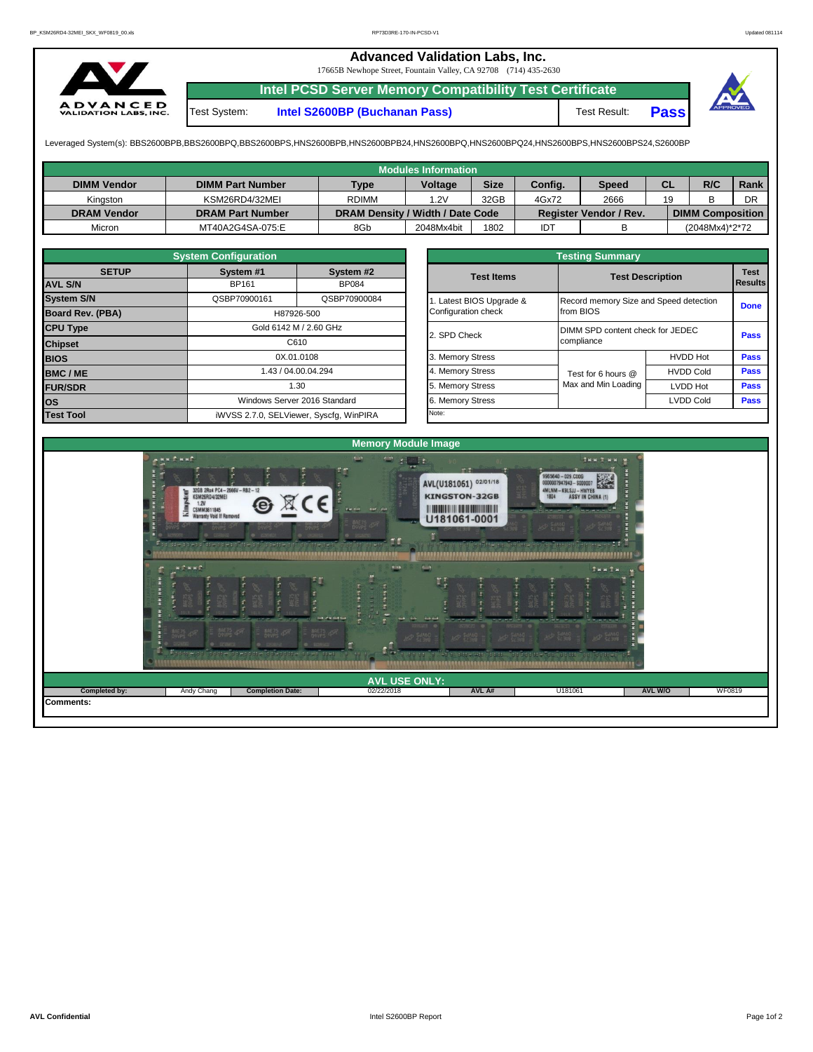# Advanced Validation Labs, Inc.

17665B Newhope Street, Fountain Valley, CA 92708 (714) 435-2630

## Intel PCSD Server Memory Compatibility Test Certificate

Test System: **Intel S2600BP (Buchanan Pass)**    Test Result: **Pass**

Leveraged System(s): BBS2600BPB,BBS2600BPQ,BBS2600BPS,HNS2600BPB,HNS2600BPB24,HNS2600BPQ,HNS2600BPQ24,HNS2600BPS,HNS2600BPS24,S2600BP

### Modules Information

| DIMM Vendor | DIMM Part Number | Type | Voltage | Size | Config. | Speed | CL | R/C | Rank |
|---|---|---|---|---|---|---|---|---|---|
| Kingston | KSM26RD4/32MEI | RDIMM | 1.2V | 32GB | 4Gx72 | 2666 | 19 | B | DR |
| **DRAM Vendor** | **DRAM Part Number** | **DRAM Density / Width / Date Code** | | | **Register Vendor / Rev.** | | **DIMM Composition** | | |
| Micron | MT40A2G4SA-075:E | 8Gb | 2048Mx4bit | 1802 | IDT | B | (2048Mx4)*2*72 | | |

### System Configuration

| SETUP | System #1 | System #2 |
|---|---|---|
| AVL S/N | BP161 | BP084 |
| System S/N | QSBP70900161 | QSBP70900084 |
| Board Rev. (PBA) | H87926-500 | |
| CPU Type | Gold 6142 M / 2.60 GHz | |
| Chipset | C610 | |
| BIOS | 0X.01.0108 | |
| BMC / ME | 1.43 / 04.00.04.294 | |
| FUR/SDR | 1.30 | |
| OS | Windows Server 2016 Standard | |
| Test Tool | iWVSS 2.7.0, SELViewer, Syscfg, WinPIRA | |

### Testing Summary

| Test Items | Test Description | | Test Results |
|---|---|---|---|
| 1. Latest BIOS Upgrade & Configuration check | Record memory Size and Speed detection from BIOS | | Done |
| 2. SPD Check | DIMM SPD content check for JEDEC compliance | | Pass |
| 3. Memory Stress | Test for 6 hours @ Max and Min Loading | HVDD Hot | Pass |
| 4. Memory Stress | | HVDD Cold | Pass |
| 5. Memory Stress | | LVDD Hot | Pass |
| 6. Memory Stress | | LVDD Cold | Pass |

Note:

### Memory Module Image

### AVL USE ONLY:

| Completed by: | Andy Chang | Completion Date: | 02/22/2018 | AVL A# | U181061 | AVL W/O | WF0819 |
|---|---|---|---|---|---|---|---|

Comments: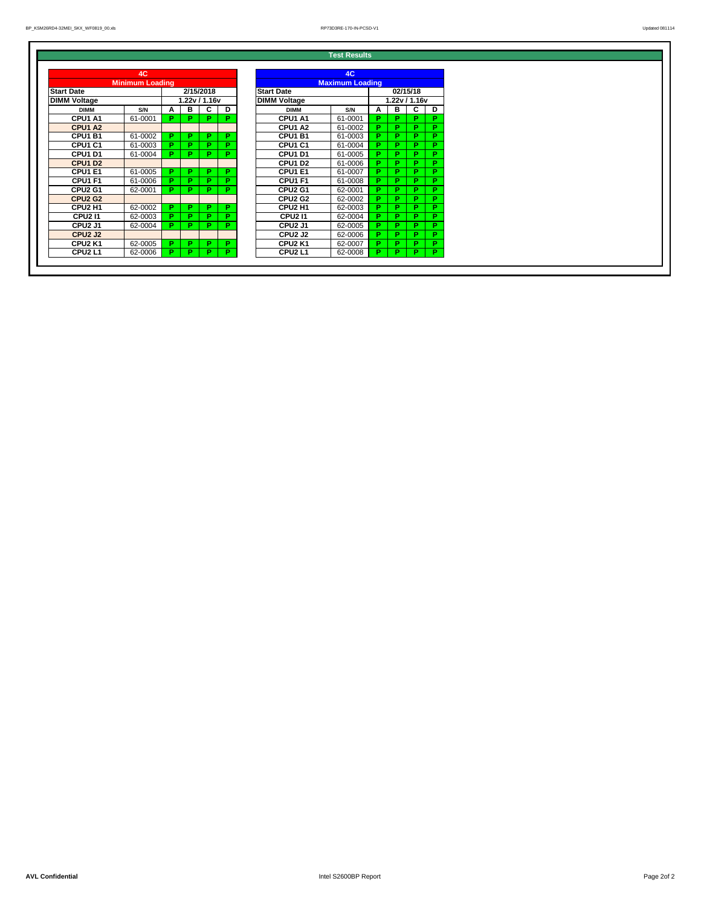## Test Results

| 4C Minimum Loading | | | | | |
|---|---|---|---|---|---|
| Start Date | | 2/15/2018 | | | |
| DIMM Voltage | | 1.22v / 1.16v | | | |
| DIMM | S/N | A | B | C | D |
| CPU1 A1 | 61-0001 | P | P | P | P |
| CPU1 A2 | | | | | |
| CPU1 B1 | 61-0002 | P | P | P | P |
| CPU1 C1 | 61-0003 | P | P | P | P |
| CPU1 D1 | 61-0004 | P | P | P | P |
| CPU1 D2 | | | | | |
| CPU1 E1 | 61-0005 | P | P | P | P |
| CPU1 F1 | 61-0006 | P | P | P | P |
| CPU2 G1 | 62-0001 | P | P | P | P |
| CPU2 G2 | | | | | |
| CPU2 H1 | 62-0002 | P | P | P | P |
| CPU2 I1 | 62-0003 | P | P | P | P |
| CPU2 J1 | 62-0004 | P | P | P | P |
| CPU2 J2 | | | | | |
| CPU2 K1 | 62-0005 | P | P | P | P |
| CPU2 L1 | 62-0006 | P | P | P | P |

| 4C Maximum Loading | | | | | |
|---|---|---|---|---|---|
| Start Date | | 02/15/18 | | | |
| DIMM Voltage | | 1.22v / 1.16v | | | |
| DIMM | S/N | A | B | C | D |
| CPU1 A1 | 61-0001 | P | P | P | P |
| CPU1 A2 | 61-0002 | P | P | P | P |
| CPU1 B1 | 61-0003 | P | P | P | P |
| CPU1 C1 | 61-0004 | P | P | P | P |
| CPU1 D1 | 61-0005 | P | P | P | P |
| CPU1 D2 | 61-0006 | P | P | P | P |
| CPU1 E1 | 61-0007 | P | P | P | P |
| CPU1 F1 | 61-0008 | P | P | P | P |
| CPU2 G1 | 62-0001 | P | P | P | P |
| CPU2 G2 | 62-0002 | P | P | P | P |
| CPU2 H1 | 62-0003 | P | P | P | P |
| CPU2 I1 | 62-0004 | P | P | P | P |
| CPU2 J1 | 62-0005 | P | P | P | P |
| CPU2 J2 | 62-0006 | P | P | P | P |
| CPU2 K1 | 62-0007 | P | P | P | P |
| CPU2 L1 | 62-0008 | P | P | P | P |